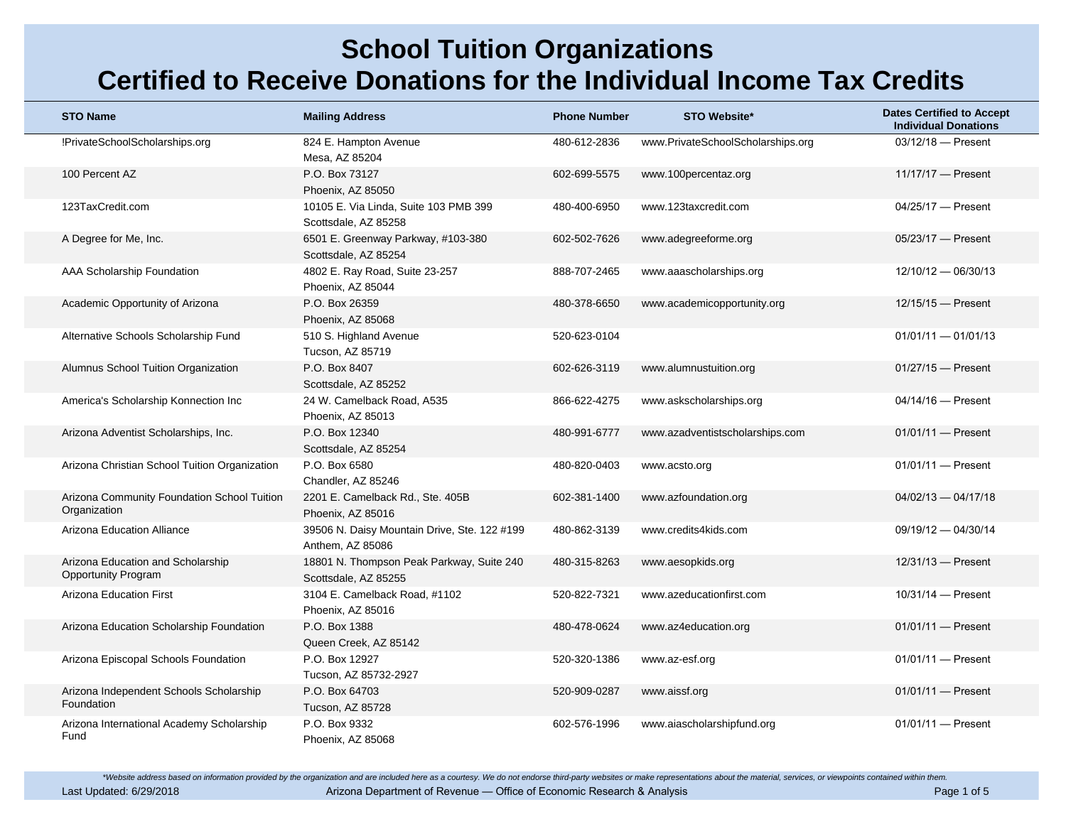# School Tuition Organizations
# Certified to Receive Donations for the Individual Income Tax Credits

| STO Name | Mailing Address | Phone Number | STO Website* | Dates Certified to Accept Individual Donations |
|---|---|---|---|---|
| !PrivateSchoolScholarships.org | 824 E. Hampton Avenue<br>Mesa, AZ 85204 | 480-612-2836 | www.PrivateSchoolScholarships.org | 03/12/18 — Present |
| 100 Percent AZ | P.O. Box 73127<br>Phoenix, AZ 85050 | 602-699-5575 | www.100percentaz.org | 11/17/17 — Present |
| 123TaxCredit.com | 10105 E. Via Linda, Suite 103 PMB 399<br>Scottsdale, AZ 85258 | 480-400-6950 | www.123taxcredit.com | 04/25/17 — Present |
| A Degree for Me, Inc. | 6501 E. Greenway Parkway, #103-380<br>Scottsdale, AZ 85254 | 602-502-7626 | www.adegreeforme.org | 05/23/17 — Present |
| AAA Scholarship Foundation | 4802 E. Ray Road, Suite 23-257<br>Phoenix, AZ 85044 | 888-707-2465 | www.aaascholarships.org | 12/10/12 — 06/30/13 |
| Academic Opportunity of Arizona | P.O. Box 26359<br>Phoenix, AZ 85068 | 480-378-6650 | www.academicopportunity.org | 12/15/15 — Present |
| Alternative Schools Scholarship Fund | 510 S. Highland Avenue<br>Tucson, AZ 85719 | 520-623-0104 | | 01/01/11 — 01/01/13 |
| Alumnus School Tuition Organization | P.O. Box 8407<br>Scottsdale, AZ 85252 | 602-626-3119 | www.alumnustuition.org | 01/27/15 — Present |
| America's Scholarship Konnection Inc | 24 W. Camelback Road, A535<br>Phoenix, AZ 85013 | 866-622-4275 | www.askscholarships.org | 04/14/16 — Present |
| Arizona Adventist Scholarships, Inc. | P.O. Box 12340<br>Scottsdale, AZ 85254 | 480-991-6777 | www.azadventistscholarships.com | 01/01/11 — Present |
| Arizona Christian School Tuition Organization | P.O. Box 6580<br>Chandler, AZ 85246 | 480-820-0403 | www.acsto.org | 01/01/11 — Present |
| Arizona Community Foundation School Tuition Organization | 2201 E. Camelback Rd., Ste. 405B<br>Phoenix, AZ 85016 | 602-381-1400 | www.azfoundation.org | 04/02/13 — 04/17/18 |
| Arizona Education Alliance | 39506 N. Daisy Mountain Drive, Ste. 122 #199<br>Anthem, AZ 85086 | 480-862-3139 | www.credits4kids.com | 09/19/12 — 04/30/14 |
| Arizona Education and Scholarship Opportunity Program | 18801 N. Thompson Peak Parkway, Suite 240<br>Scottsdale, AZ 85255 | 480-315-8263 | www.aesopkids.org | 12/31/13 — Present |
| Arizona Education First | 3104 E. Camelback Road, #1102<br>Phoenix, AZ 85016 | 520-822-7321 | www.azeducationfirst.com | 10/31/14 — Present |
| Arizona Education Scholarship Foundation | P.O. Box 1388<br>Queen Creek, AZ 85142 | 480-478-0624 | www.az4education.org | 01/01/11 — Present |
| Arizona Episcopal Schools Foundation | P.O. Box 12927<br>Tucson, AZ 85732-2927 | 520-320-1386 | www.az-esf.org | 01/01/11 — Present |
| Arizona Independent Schools Scholarship Foundation | P.O. Box 64703<br>Tucson, AZ 85728 | 520-909-0287 | www.aissf.org | 01/01/11 — Present |
| Arizona International Academy Scholarship Fund | P.O. Box 9332<br>Phoenix, AZ 85068 | 602-576-1996 | www.aiascholarshipfund.org | 01/01/11 — Present |

*Website address based on information provided by the organization and are included here as a courtesy. We do not endorse third-party websites or make representations about the material, services, or viewpoints contained within them.*

Last Updated: 6/29/2018 — Arizona Department of Revenue — Office of Economic Research & Analysis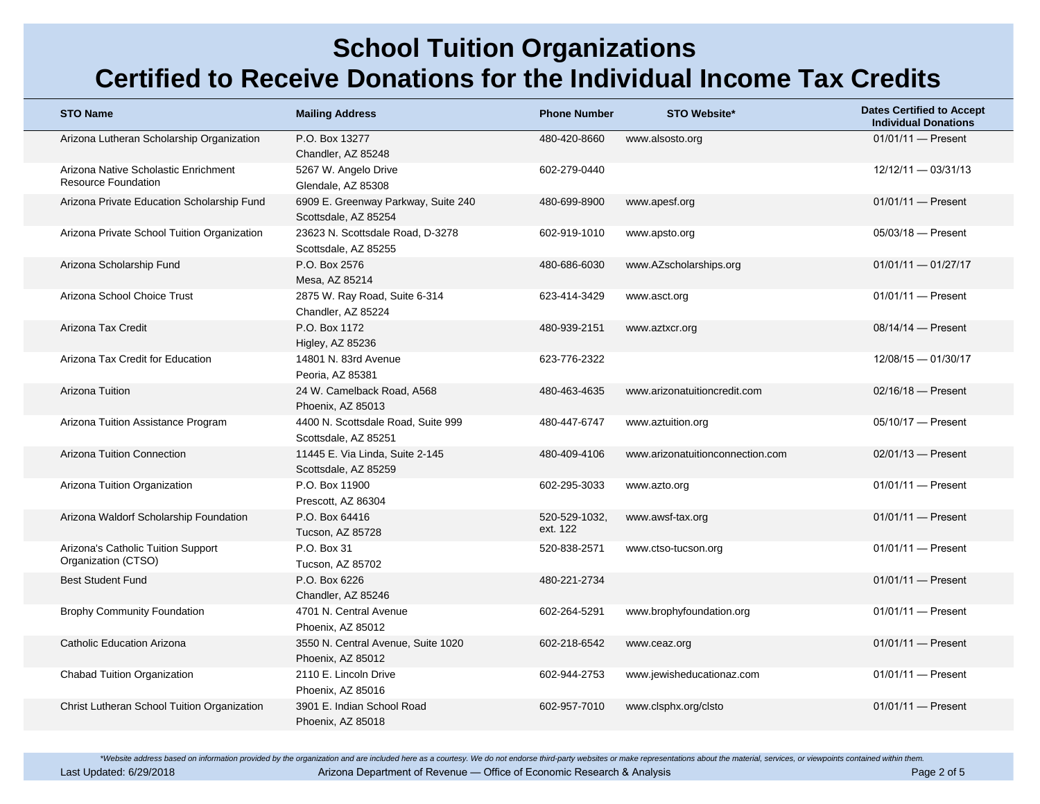# School Tuition Organizations
# Certified to Receive Donations for the Individual Income Tax Credits

| STO Name | Mailing Address | Phone Number | STO Website* | Dates Certified to Accept Individual Donations |
|---|---|---|---|---|
| Arizona Lutheran Scholarship Organization | P.O. Box 13277<br>Chandler, AZ 85248 | 480-420-8660 | www.alsosto.org | 01/01/11 — Present |
| Arizona Native Scholastic Enrichment Resource Foundation | 5267 W. Angelo Drive<br>Glendale, AZ 85308 | 602-279-0440 | | 12/12/11 — 03/31/13 |
| Arizona Private Education Scholarship Fund | 6909 E. Greenway Parkway, Suite 240<br>Scottsdale, AZ 85254 | 480-699-8900 | www.apesf.org | 01/01/11 — Present |
| Arizona Private School Tuition Organization | 23623 N. Scottsdale Road, D-3278<br>Scottsdale, AZ 85255 | 602-919-1010 | www.apsto.org | 05/03/18 — Present |
| Arizona Scholarship Fund | P.O. Box 2576<br>Mesa, AZ 85214 | 480-686-6030 | www.AZscholarships.org | 01/01/11 — 01/27/17 |
| Arizona School Choice Trust | 2875 W. Ray Road, Suite 6-314<br>Chandler, AZ 85224 | 623-414-3429 | www.asct.org | 01/01/11 — Present |
| Arizona Tax Credit | P.O. Box 1172<br>Higley, AZ 85236 | 480-939-2151 | www.aztxcr.org | 08/14/14 — Present |
| Arizona Tax Credit for Education | 14801 N. 83rd Avenue<br>Peoria, AZ 85381 | 623-776-2322 | | 12/08/15 — 01/30/17 |
| Arizona Tuition | 24 W. Camelback Road, A568<br>Phoenix, AZ 85013 | 480-463-4635 | www.arizonatuitioncredit.com | 02/16/18 — Present |
| Arizona Tuition Assistance Program | 4400 N. Scottsdale Road, Suite 999<br>Scottsdale, AZ 85251 | 480-447-6747 | www.aztuition.org | 05/10/17 — Present |
| Arizona Tuition Connection | 11445 E. Via Linda, Suite 2-145<br>Scottsdale, AZ 85259 | 480-409-4106 | www.arizonatuitionconnection.com | 02/01/13 — Present |
| Arizona Tuition Organization | P.O. Box 11900<br>Prescott, AZ 86304 | 602-295-3033 | www.azto.org | 01/01/11 — Present |
| Arizona Waldorf Scholarship Foundation | P.O. Box 64416<br>Tucson, AZ 85728 | 520-529-1032, ext. 122 | www.awsf-tax.org | 01/01/11 — Present |
| Arizona's Catholic Tuition Support Organization (CTSO) | P.O. Box 31<br>Tucson, AZ 85702 | 520-838-2571 | www.ctso-tucson.org | 01/01/11 — Present |
| Best Student Fund | P.O. Box 6226<br>Chandler, AZ 85246 | 480-221-2734 | | 01/01/11 — Present |
| Brophy Community Foundation | 4701 N. Central Avenue<br>Phoenix, AZ 85012 | 602-264-5291 | www.brophyfoundation.org | 01/01/11 — Present |
| Catholic Education Arizona | 3550 N. Central Avenue, Suite 1020<br>Phoenix, AZ 85012 | 602-218-6542 | www.ceaz.org | 01/01/11 — Present |
| Chabad Tuition Organization | 2110 E. Lincoln Drive<br>Phoenix, AZ 85016 | 602-944-2753 | www.jewisheducationaz.com | 01/01/11 — Present |
| Christ Lutheran School Tuition Organization | 3901 E. Indian School Road<br>Phoenix, AZ 85018 | 602-957-7010 | www.clsphx.org/clsto | 01/01/11 — Present |

*Website address based on information provided by the organization and are included here as a courtesy. We do not endorse third-party websites or make representations about the material, services, or viewpoints contained within them.*

Last Updated: 6/29/2018 — Arizona Department of Revenue — Office of Economic Research & Analysis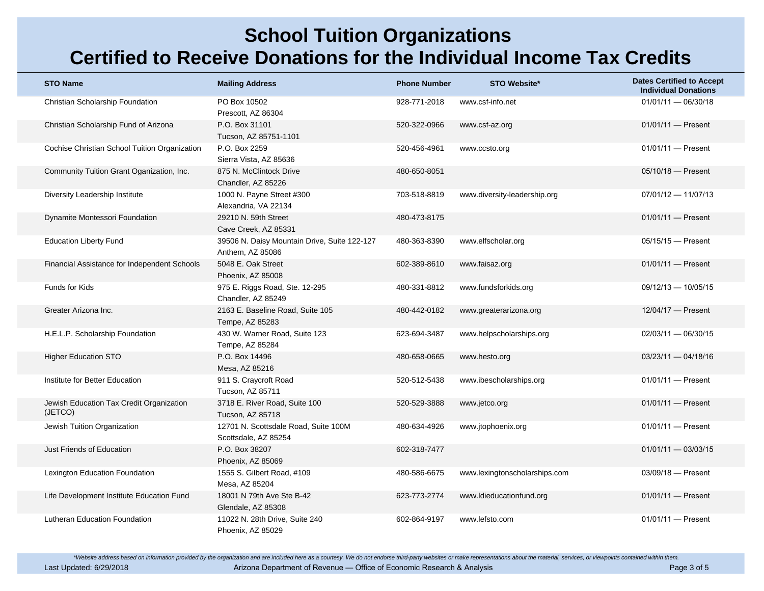# School Tuition Organizations
# Certified to Receive Donations for the Individual Income Tax Credits

| STO Name | Mailing Address | Phone Number | STO Website* | Dates Certified to Accept Individual Donations |
|---|---|---|---|---|
| Christian Scholarship Foundation | PO Box 10502<br>Prescott, AZ 86304 | 928-771-2018 | www.csf-info.net | 01/01/11 — 06/30/18 |
| Christian Scholarship Fund of Arizona | P.O. Box 31101<br>Tucson, AZ 85751-1101 | 520-322-0966 | www.csf-az.org | 01/01/11 — Present |
| Cochise Christian School Tuition Organization | P.O. Box 2259<br>Sierra Vista, AZ 85636 | 520-456-4961 | www.ccsto.org | 01/01/11 — Present |
| Community Tuition Grant Oganization, Inc. | 875 N. McClintock Drive<br>Chandler, AZ 85226 | 480-650-8051 | | 05/10/18 — Present |
| Diversity Leadership Institute | 1000 N. Payne Street #300<br>Alexandria, VA 22134 | 703-518-8819 | www.diversity-leadership.org | 07/01/12 — 11/07/13 |
| Dynamite Montessori Foundation | 29210 N. 59th Street<br>Cave Creek, AZ 85331 | 480-473-8175 | | 01/01/11 — Present |
| Education Liberty Fund | 39506 N. Daisy Mountain Drive, Suite 122-127<br>Anthem, AZ 85086 | 480-363-8390 | www.elfscholar.org | 05/15/15 — Present |
| Financial Assistance for Independent Schools | 5048 E. Oak Street<br>Phoenix, AZ 85008 | 602-389-8610 | www.faisaz.org | 01/01/11 — Present |
| Funds for Kids | 975 E. Riggs Road, Ste. 12-295<br>Chandler, AZ 85249 | 480-331-8812 | www.fundsforkids.org | 09/12/13 — 10/05/15 |
| Greater Arizona Inc. | 2163 E. Baseline Road, Suite 105<br>Tempe, AZ 85283 | 480-442-0182 | www.greaterarizona.org | 12/04/17 — Present |
| H.E.L.P. Scholarship Foundation | 430 W. Warner Road, Suite 123<br>Tempe, AZ 85284 | 623-694-3487 | www.helpscholarships.org | 02/03/11 — 06/30/15 |
| Higher Education STO | P.O. Box 14496<br>Mesa, AZ 85216 | 480-658-0665 | www.hesto.org | 03/23/11 — 04/18/16 |
| Institute for Better Education | 911 S. Craycroft Road<br>Tucson, AZ 85711 | 520-512-5438 | www.ibescholarships.org | 01/01/11 — Present |
| Jewish Education Tax Credit Organization (JETCO) | 3718 E. River Road, Suite 100<br>Tucson, AZ 85718 | 520-529-3888 | www.jetco.org | 01/01/11 — Present |
| Jewish Tuition Organization | 12701 N. Scottsdale Road, Suite 100M<br>Scottsdale, AZ 85254 | 480-634-4926 | www.jtophoenix.org | 01/01/11 — Present |
| Just Friends of Education | P.O. Box 38207<br>Phoenix, AZ 85069 | 602-318-7477 | | 01/01/11 — 03/03/15 |
| Lexington Education Foundation | 1555 S. Gilbert Road, #109<br>Mesa, AZ 85204 | 480-586-6675 | www.lexingtonscholarships.com | 03/09/18 — Present |
| Life Development Institute Education Fund | 18001 N 79th Ave Ste B-42<br>Glendale, AZ 85308 | 623-773-2774 | www.ldieducationfund.org | 01/01/11 — Present |
| Lutheran Education Foundation | 11022 N. 28th Drive, Suite 240<br>Phoenix, AZ 85029 | 602-864-9197 | www.lefsto.com | 01/01/11 — Present |

*Website address based on information provided by the organization and are included here as a courtesy. We do not endorse third-party websites or make representations about the material, services, or viewpoints contained within them.

Last Updated: 6/29/2018 — Arizona Department of Revenue — Office of Economic Research & Analysis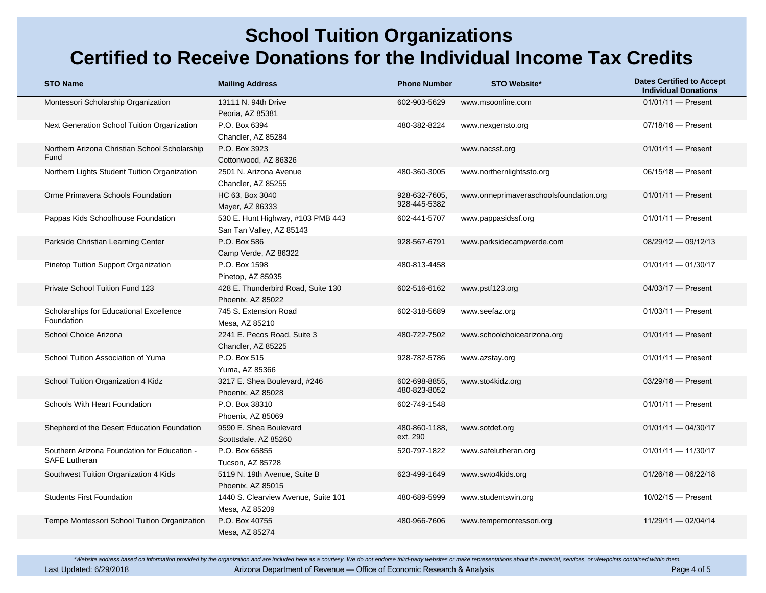# School Tuition Organizations
# Certified to Receive Donations for the Individual Income Tax Credits

| STO Name | Mailing Address | Phone Number | STO Website* | Dates Certified to Accept Individual Donations |
|---|---|---|---|---|
| Montessori Scholarship Organization | 13111 N. 94th Drive<br>Peoria, AZ 85381 | 602-903-5629 | www.msoonline.com | 01/01/11 — Present |
| Next Generation School Tuition Organization | P.O. Box 6394<br>Chandler, AZ 85284 | 480-382-8224 | www.nexgensto.org | 07/18/16 — Present |
| Northern Arizona Christian School Scholarship Fund | P.O. Box 3923<br>Cottonwood, AZ 86326 | | www.nacssf.org | 01/01/11 — Present |
| Northern Lights Student Tuition Organization | 2501 N. Arizona Avenue<br>Chandler, AZ 85255 | 480-360-3005 | www.northernlightssto.org | 06/15/18 — Present |
| Orme Primavera Schools Foundation | HC 63, Box 3040<br>Mayer, AZ 86333 | 928-632-7605, 928-445-5382 | www.ormeprimaveraschoolsfoundation.org | 01/01/11 — Present |
| Pappas Kids Schoolhouse Foundation | 530 E. Hunt Highway, #103 PMB 443<br>San Tan Valley, AZ 85143 | 602-441-5707 | www.pappasidssf.org | 01/01/11 — Present |
| Parkside Christian Learning Center | P.O. Box 586<br>Camp Verde, AZ 86322 | 928-567-6791 | www.parksidecampverde.com | 08/29/12 — 09/12/13 |
| Pinetop Tuition Support Organization | P.O. Box 1598<br>Pinetop, AZ 85935 | 480-813-4458 | | 01/01/11 — 01/30/17 |
| Private School Tuition Fund 123 | 428 E. Thunderbird Road, Suite 130<br>Phoenix, AZ 85022 | 602-516-6162 | www.pstf123.org | 04/03/17 — Present |
| Scholarships for Educational Excellence Foundation | 745 S. Extension Road<br>Mesa, AZ 85210 | 602-318-5689 | www.seefaz.org | 01/03/11 — Present |
| School Choice Arizona | 2241 E. Pecos Road, Suite 3<br>Chandler, AZ 85225 | 480-722-7502 | www.schoolchoicearizona.org | 01/01/11 — Present |
| School Tuition Association of Yuma | P.O. Box 515<br>Yuma, AZ 85366 | 928-782-5786 | www.azstay.org | 01/01/11 — Present |
| School Tuition Organization 4 Kidz | 3217 E. Shea Boulevard, #246<br>Phoenix, AZ 85028 | 602-698-8855, 480-823-8052 | www.sto4kidz.org | 03/29/18 — Present |
| Schools With Heart Foundation | P.O. Box 38310<br>Phoenix, AZ 85069 | 602-749-1548 | | 01/01/11 — Present |
| Shepherd of the Desert Education Foundation | 9590 E. Shea Boulevard<br>Scottsdale, AZ 85260 | 480-860-1188, ext. 290 | www.sotdef.org | 01/01/11 — 04/30/17 |
| Southern Arizona Foundation for Education - SAFE Lutheran | P.O. Box 65855<br>Tucson, AZ 85728 | 520-797-1822 | www.safelutheran.org | 01/01/11 — 11/30/17 |
| Southwest Tuition Organization 4 Kids | 5119 N. 19th Avenue, Suite B<br>Phoenix, AZ 85015 | 623-499-1649 | www.swto4kids.org | 01/26/18 — 06/22/18 |
| Students First Foundation | 1440 S. Clearview Avenue, Suite 101<br>Mesa, AZ 85209 | 480-689-5999 | www.studentswin.org | 10/02/15 — Present |
| Tempe Montessori School Tuition Organization | P.O. Box 40755<br>Mesa, AZ 85274 | 480-966-7606 | www.tempemontessori.org | 11/29/11 — 02/04/14 |

*\*Website address based on information provided by the organization and are included here as a courtesy. We do not endorse third-party websites or make representations about the material, services, or viewpoints contained within them.*

Last Updated: 6/29/2018 — Arizona Department of Revenue — Office of Economic Research & Analysis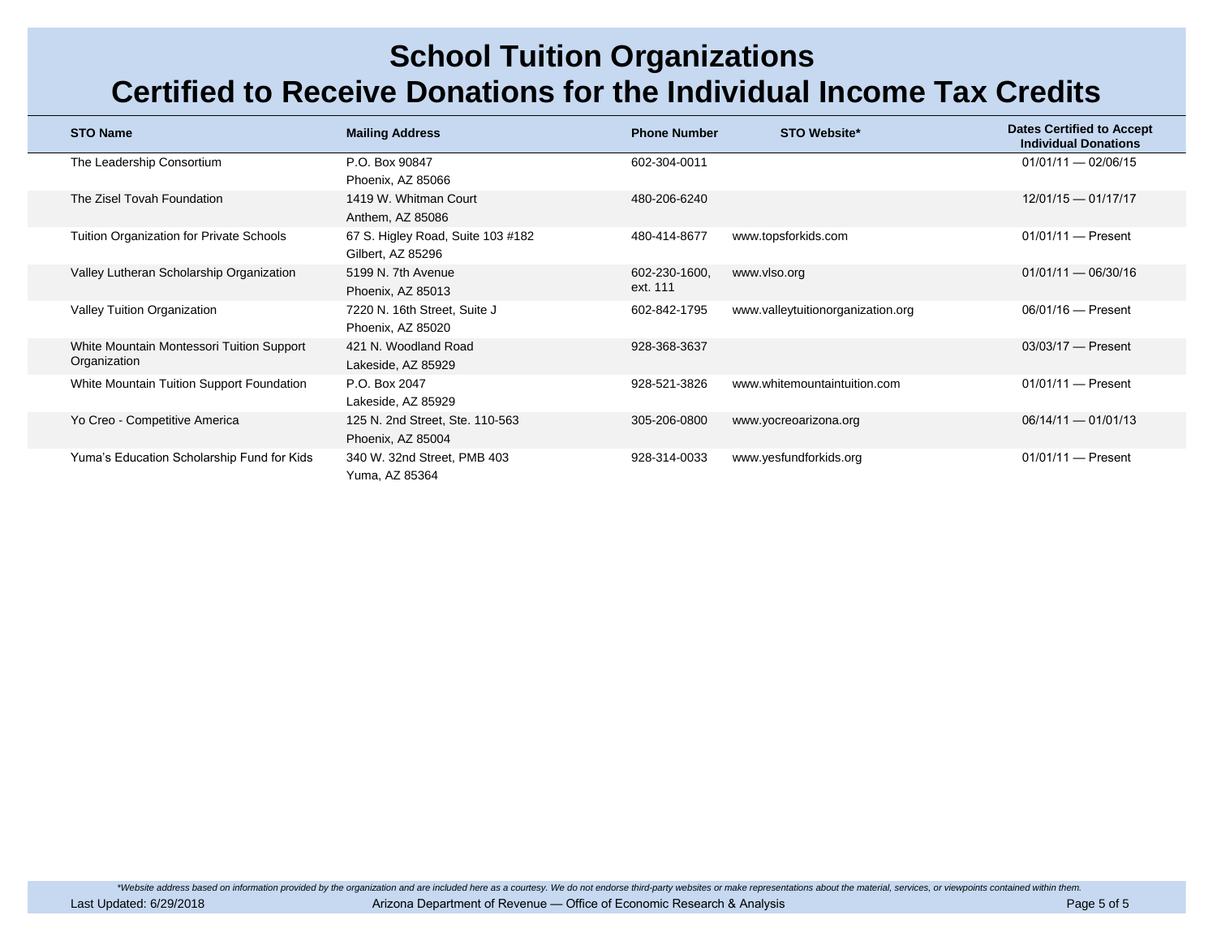# School Tuition Organizations
# Certified to Receive Donations for the Individual Income Tax Credits

| STO Name | Mailing Address | Phone Number | STO Website* | Dates Certified to Accept Individual Donations |
|---|---|---|---|---|
| The Leadership Consortium | P.O. Box 90847<br>Phoenix, AZ 85066 | 602-304-0011 | | 01/01/11 — 02/06/15 |
| The Zisel Tovah Foundation | 1419 W. Whitman Court<br>Anthem, AZ 85086 | 480-206-6240 | | 12/01/15 — 01/17/17 |
| Tuition Organization for Private Schools | 67 S. Higley Road, Suite 103 #182<br>Gilbert, AZ 85296 | 480-414-8677 | www.topsforkids.com | 01/01/11 — Present |
| Valley Lutheran Scholarship Organization | 5199 N. 7th Avenue<br>Phoenix, AZ 85013 | 602-230-1600, ext. 111 | www.vlso.org | 01/01/11 — 06/30/16 |
| Valley Tuition Organization | 7220 N. 16th Street, Suite J<br>Phoenix, AZ 85020 | 602-842-1795 | www.valleytuitionorganization.org | 06/01/16 — Present |
| White Mountain Montessori Tuition Support Organization | 421 N. Woodland Road<br>Lakeside, AZ 85929 | 928-368-3637 | | 03/03/17 — Present |
| White Mountain Tuition Support Foundation | P.O. Box 2047<br>Lakeside, AZ 85929 | 928-521-3826 | www.whitemountaintuition.com | 01/01/11 — Present |
| Yo Creo - Competitive America | 125 N. 2nd Street, Ste. 110-563<br>Phoenix, AZ 85004 | 305-206-0800 | www.yocreoarizona.org | 06/14/11 — 01/01/13 |
| Yuma's Education Scholarship Fund for Kids | 340 W. 32nd Street, PMB 403<br>Yuma, AZ 85364 | 928-314-0033 | www.yesfundforkids.org | 01/01/11 — Present |

*\*Website address based on information provided by the organization and are included here as a courtesy. We do not endorse third-party websites or make representations about the material, services, or viewpoints contained within them.*

Last Updated: 6/29/2018

Arizona Department of Revenue — Office of Economic Research & Analysis